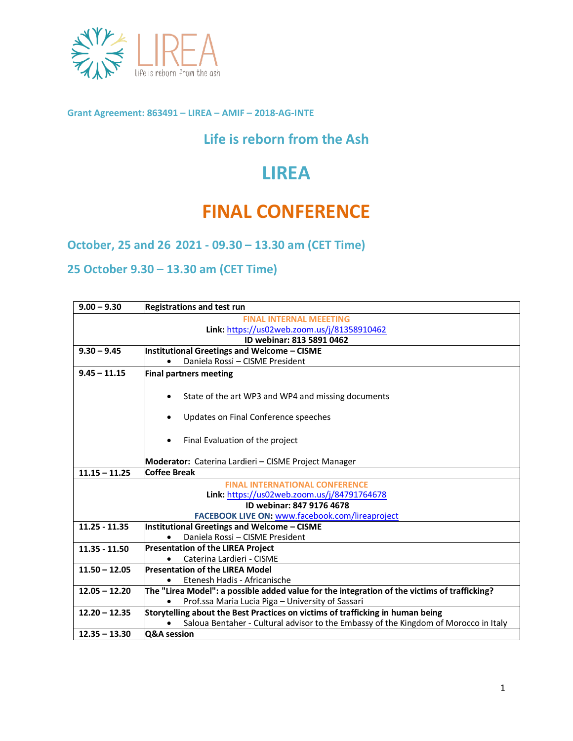Grant Agreement: 863491 – LIREA – AMIF – 2018-AG-INTE

## Life is reborn from the Ash

# LIREA

# FINAL CONFERENCE

### October, 25 and 26 2021 - 09.30 – 13.30 am (CET Time)

### 25 October 9.30 – 13.30 am (CET Time)

| 9.00 – 9.30 | **Registrations and test run** |
|---|---|
| | **FINAL INTERNAL MEEETING**<br>**Link:** https://us02web.zoom.us/j/81358910462<br>**ID webinar: 813 5891 0462** |
| 9.30 – 9.45 | **Institutional Greetings and Welcome – CISME**<br>• Daniela Rossi – CISME President |
| 9.45 – 11.15 | **Final partners meeting**<br>• State of the art WP3 and WP4 and missing documents<br>• Updates on Final Conference speeches<br>• Final Evaluation of the project<br>**Moderator:** Caterina Lardieri – CISME Project Manager |
| 11.15 – 11.25 | **Coffee Break** |
| | **FINAL INTERNATIONAL CONFERENCE**<br>**Link:** https://us02web.zoom.us/j/84791764678<br>**ID webinar: 847 9176 4678**<br>**FACEBOOK LIVE ON:** www.facebook.com/lireaproject |
| 11.25 - 11.35 | **Institutional Greetings and Welcome – CISME**<br>• Daniela Rossi – CISME President |
| 11.35 - 11.50 | **Presentation of the LIREA Project**<br>• Caterina Lardieri - CISME |
| 11.50 – 12.05 | **Presentation of the LIREA Model**<br>• Etenesh Hadis - Africanische |
| 12.05 – 12.20 | **The "Lirea Model": a possible added value for the integration of the victims of trafficking?**<br>• Prof.ssa Maria Lucia Piga – University of Sassari |
| 12.20 – 12.35 | **Storytelling about the Best Practices on victims of trafficking in human being**<br>• Saloua Bentaher - Cultural advisor to the Embassy of the Kingdom of Morocco in Italy |
| 12.35 – 13.30 | **Q&A session** |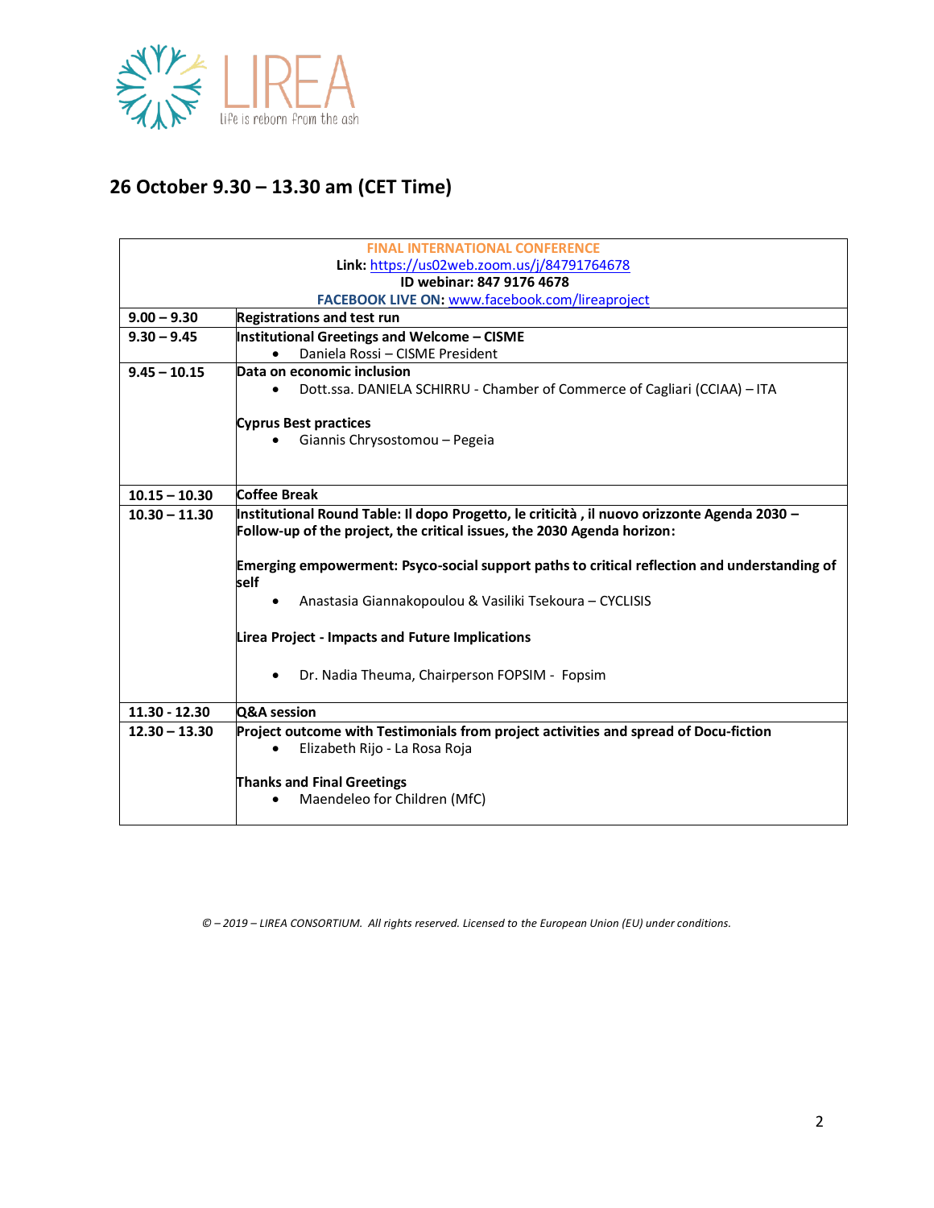## 26 October 9.30 – 13.30 am (CET Time)

| | |
|---|---|
| **FINAL INTERNATIONAL CONFERENCE**<br>**Link:** https://us02web.zoom.us/j/84791764678<br>**ID webinar: 847 9176 4678**<br>**FACEBOOK LIVE ON:** www.facebook.com/lireaproject | |
| **9.00 – 9.30** | **Registrations and test run** |
| **9.30 – 9.45** | **Institutional Greetings and Welcome – CISME**<br>• Daniela Rossi – CISME President |
| **9.45 – 10.15** | **Data on economic inclusion**<br>• Dott.ssa. DANIELA SCHIRRU - Chamber of Commerce of Cagliari (CCIAA) – ITA<br><br>**Cyprus Best practices**<br>• Giannis Chrysostomou – Pegeia |
| **10.15 – 10.30** | **Coffee Break** |
| **10.30 – 11.30** | **Institutional Round Table: Il dopo Progetto, le criticità , il nuovo orizzonte Agenda 2030 – Follow-up of the project, the critical issues, the 2030 Agenda horizon:**<br><br>**Emerging empowerment: Psyco-social support paths to critical reflection and understanding of self**<br>• Anastasia Giannakopoulou & Vasiliki Tsekoura – CYCLISIS<br><br>**Lirea Project - Impacts and Future Implications**<br>• Dr. Nadia Theuma, Chairperson FOPSIM - Fopsim |
| **11.30 - 12.30** | **Q&A session** |
| **12.30 – 13.30** | **Project outcome with Testimonials from project activities and spread of Docu-fiction**<br>• Elizabeth Rijo - La Rosa Roja<br><br>**Thanks and Final Greetings**<br>• Maendeleo for Children (MfC) |

*© – 2019 – LIREA CONSORTIUM. All rights reserved. Licensed to the European Union (EU) under conditions.*